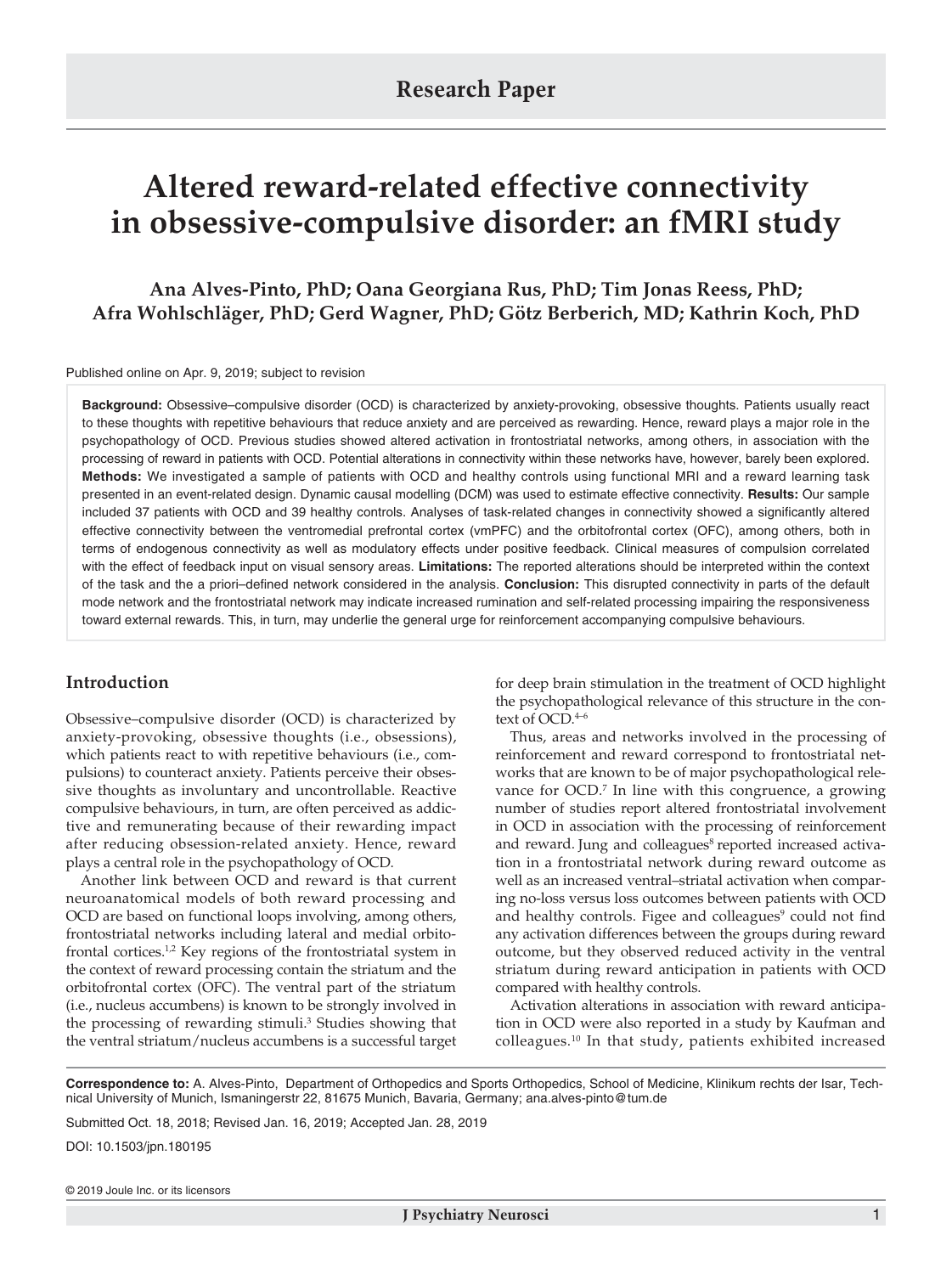Research Paper

# Altered reward-related effective connectivity in obsessive-compulsive disorder: an fMRI study

**Ana Alves-Pinto, PhD; Oana Georgiana Rus, PhD; Tim Jonas Reess, PhD; Afra Wohlschläger, PhD; Gerd Wagner, PhD; Götz Berberich, MD; Kathrin Koch, PhD**

Published online on Apr. 9, 2019; subject to revision

**Background:** Obsessive–compulsive disorder (OCD) is characterized by anxiety-provoking, obsessive thoughts. Patients usually react to these thoughts with repetitive behaviours that reduce anxiety and are perceived as rewarding. Hence, reward plays a major role in the psychopathology of OCD. Previous studies showed altered activation in frontostriatal networks, among others, in association with the processing of reward in patients with OCD. Potential alterations in connectivity within these networks have, however, barely been explored. **Methods:** We investigated a sample of patients with OCD and healthy controls using functional MRI and a reward learning task presented in an event-related design. Dynamic causal modelling (DCM) was used to estimate effective connectivity. **Results:** Our sample included 37 patients with OCD and 39 healthy controls. Analyses of task-related changes in connectivity showed a significantly altered effective connectivity between the ventromedial prefrontal cortex (vmPFC) and the orbitofrontal cortex (OFC), among others, both in terms of endogenous connectivity as well as modulatory effects under positive feedback. Clinical measures of compulsion correlated with the effect of feedback input on visual sensory areas. **Limitations:** The reported alterations should be interpreted within the context of the task and the a priori–defined network considered in the analysis. **Conclusion:** This disrupted connectivity in parts of the default mode network and the frontostriatal network may indicate increased rumination and self-related processing impairing the responsiveness toward external rewards. This, in turn, may underlie the general urge for reinforcement accompanying compulsive behaviours.

## Introduction

Obsessive–compulsive disorder (OCD) is characterized by anxiety-provoking, obsessive thoughts (i.e., obsessions), which patients react to with repetitive behaviours (i.e., compulsions) to counteract anxiety. Patients perceive their obsessive thoughts as involuntary and uncontrollable. Reactive compulsive behaviours, in turn, are often perceived as addictive and remunerating because of their rewarding impact after reducing obsession-related anxiety. Hence, reward plays a central role in the psychopathology of OCD.

Another link between OCD and reward is that current neuroanatomical models of both reward processing and OCD are based on functional loops involving, among others, frontostriatal networks including lateral and medial orbitofrontal cortices.[1,2] Key regions of the frontostriatal system in the context of reward processing contain the striatum and the orbitofrontal cortex (OFC). The ventral part of the striatum (i.e., nucleus accumbens) is known to be strongly involved in the processing of rewarding stimuli.[3] Studies showing that the ventral striatum/nucleus accumbens is a successful target for deep brain stimulation in the treatment of OCD highlight the psychopathological relevance of this structure in the context of OCD.[4–6]

Thus, areas and networks involved in the processing of reinforcement and reward correspond to frontostriatal networks that are known to be of major psychopathological relevance for OCD.[7] In line with this congruence, a growing number of studies report altered frontostriatal involvement in OCD in association with the processing of reinforcement and reward. Jung and colleagues[8] reported increased activation in a frontostriatal network during reward outcome as well as an increased ventral–striatal activation when comparing no-loss versus loss outcomes between patients with OCD and healthy controls. Figee and colleagues[9] could not find any activation differences between the groups during reward outcome, but they observed reduced activity in the ventral striatum during reward anticipation in patients with OCD compared with healthy controls.

Activation alterations in association with reward anticipation in OCD were also reported in a study by Kaufman and colleagues.[10] In that study, patients exhibited increased

**Correspondence to:** A. Alves-Pinto, Department of Orthopedics and Sports Orthopedics, School of Medicine, Klinikum rechts der Isar, Technical University of Munich, Ismaningerstr 22, 81675 Munich, Bavaria, Germany; ana.alves-pinto@tum.de

Submitted Oct. 18, 2018; Revised Jan. 16, 2019; Accepted Jan. 28, 2019

DOI: 10.1503/jpn.180195

© 2019 Joule Inc. or its licensors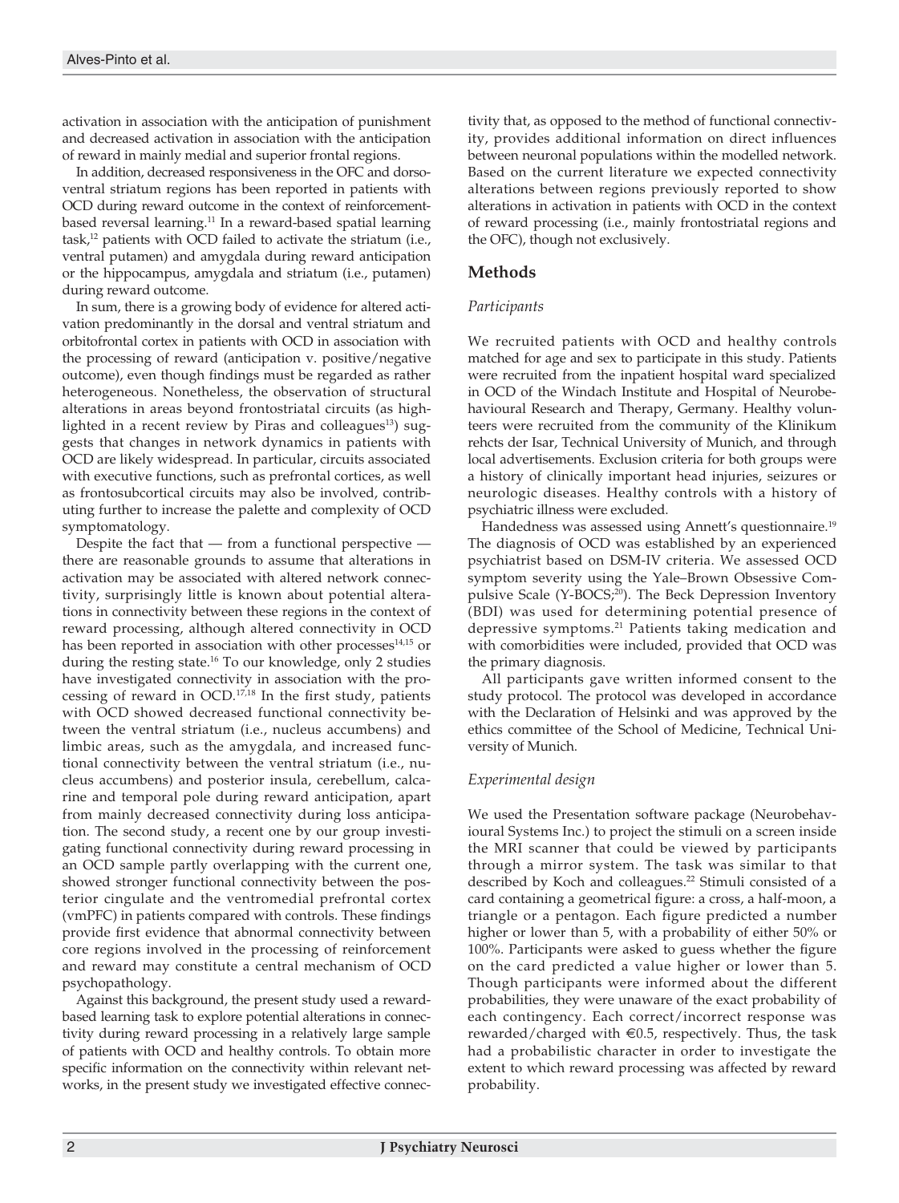activation in association with the anticipation of punishment and decreased activation in association with the anticipation of reward in mainly medial and superior frontal regions.

In addition, decreased responsiveness in the OFC and dorsoventral striatum regions has been reported in patients with OCD during reward outcome in the context of reinforcement-based reversal learning.[11] In a reward-based spatial learning task,[12] patients with OCD failed to activate the striatum (i.e., ventral putamen) and amygdala during reward anticipation or the hippocampus, amygdala and striatum (i.e., putamen) during reward outcome.

In sum, there is a growing body of evidence for altered activation predominantly in the dorsal and ventral striatum and orbitofrontal cortex in patients with OCD in association with the processing of reward (anticipation v. positive/negative outcome), even though findings must be regarded as rather heterogeneous. Nonetheless, the observation of structural alterations in areas beyond frontostriatal circuits (as highlighted in a recent review by Piras and colleagues[13]) suggests that changes in network dynamics in patients with OCD are likely widespread. In particular, circuits associated with executive functions, such as prefrontal cortices, as well as frontosubcortical circuits may also be involved, contributing further to increase the palette and complexity of OCD symptomatology.

Despite the fact that — from a functional perspective — there are reasonable grounds to assume that alterations in activation may be associated with altered network connectivity, surprisingly little is known about potential alterations in connectivity between these regions in the context of reward processing, although altered connectivity in OCD has been reported in association with other processes[14,15] or during the resting state.[16] To our knowledge, only 2 studies have investigated connectivity in association with the processing of reward in OCD.[17,18] In the first study, patients with OCD showed decreased functional connectivity between the ventral striatum (i.e., nucleus accumbens) and limbic areas, such as the amygdala, and increased functional connectivity between the ventral striatum (i.e., nucleus accumbens) and posterior insula, cerebellum, calcarine and temporal pole during reward anticipation, apart from mainly decreased connectivity during loss anticipation. The second study, a recent one by our group investigating functional connectivity during reward processing in an OCD sample partly overlapping with the current one, showed stronger functional connectivity between the posterior cingulate and the ventromedial prefrontal cortex (vmPFC) in patients compared with controls. These findings provide first evidence that abnormal connectivity between core regions involved in the processing of reinforcement and reward may constitute a central mechanism of OCD psychopathology.

Against this background, the present study used a reward-based learning task to explore potential alterations in connectivity during reward processing in a relatively large sample of patients with OCD and healthy controls. To obtain more specific information on the connectivity within relevant networks, in the present study we investigated effective connectivity that, as opposed to the method of functional connectivity, provides additional information on direct influences between neuronal populations within the modelled network. Based on the current literature we expected connectivity alterations between regions previously reported to show alterations in activation in patients with OCD in the context of reward processing (i.e., mainly frontostriatal regions and the OFC), though not exclusively.

## Methods

### *Participants*

We recruited patients with OCD and healthy controls matched for age and sex to participate in this study. Patients were recruited from the inpatient hospital ward specialized in OCD of the Windach Institute and Hospital of Neurobehavioural Research and Therapy, Germany. Healthy volunteers were recruited from the community of the Klinikum rehcts der Isar, Technical University of Munich, and through local advertisements. Exclusion criteria for both groups were a history of clinically important head injuries, seizures or neurologic diseases. Healthy controls with a history of psychiatric illness were excluded.

Handedness was assessed using Annett's questionnaire.[19] The diagnosis of OCD was established by an experienced psychiatrist based on DSM-IV criteria. We assessed OCD symptom severity using the Yale–Brown Obsessive Compulsive Scale (Y-BOCS;[20]). The Beck Depression Inventory (BDI) was used for determining potential presence of depressive symptoms.[21] Patients taking medication and with comorbidities were included, provided that OCD was the primary diagnosis.

All participants gave written informed consent to the study protocol. The protocol was developed in accordance with the Declaration of Helsinki and was approved by the ethics committee of the School of Medicine, Technical University of Munich.

### *Experimental design*

We used the Presentation software package (Neurobehavioural Systems Inc.) to project the stimuli on a screen inside the MRI scanner that could be viewed by participants through a mirror system. The task was similar to that described by Koch and colleagues.[22] Stimuli consisted of a card containing a geometrical figure: a cross, a half-moon, a triangle or a pentagon. Each figure predicted a number higher or lower than 5, with a probability of either 50% or 100%. Participants were asked to guess whether the figure on the card predicted a value higher or lower than 5. Though participants were informed about the different probabilities, they were unaware of the exact probability of each contingency. Each correct/incorrect response was rewarded/charged with €0.5, respectively. Thus, the task had a probabilistic character in order to investigate the extent to which reward processing was affected by reward probability.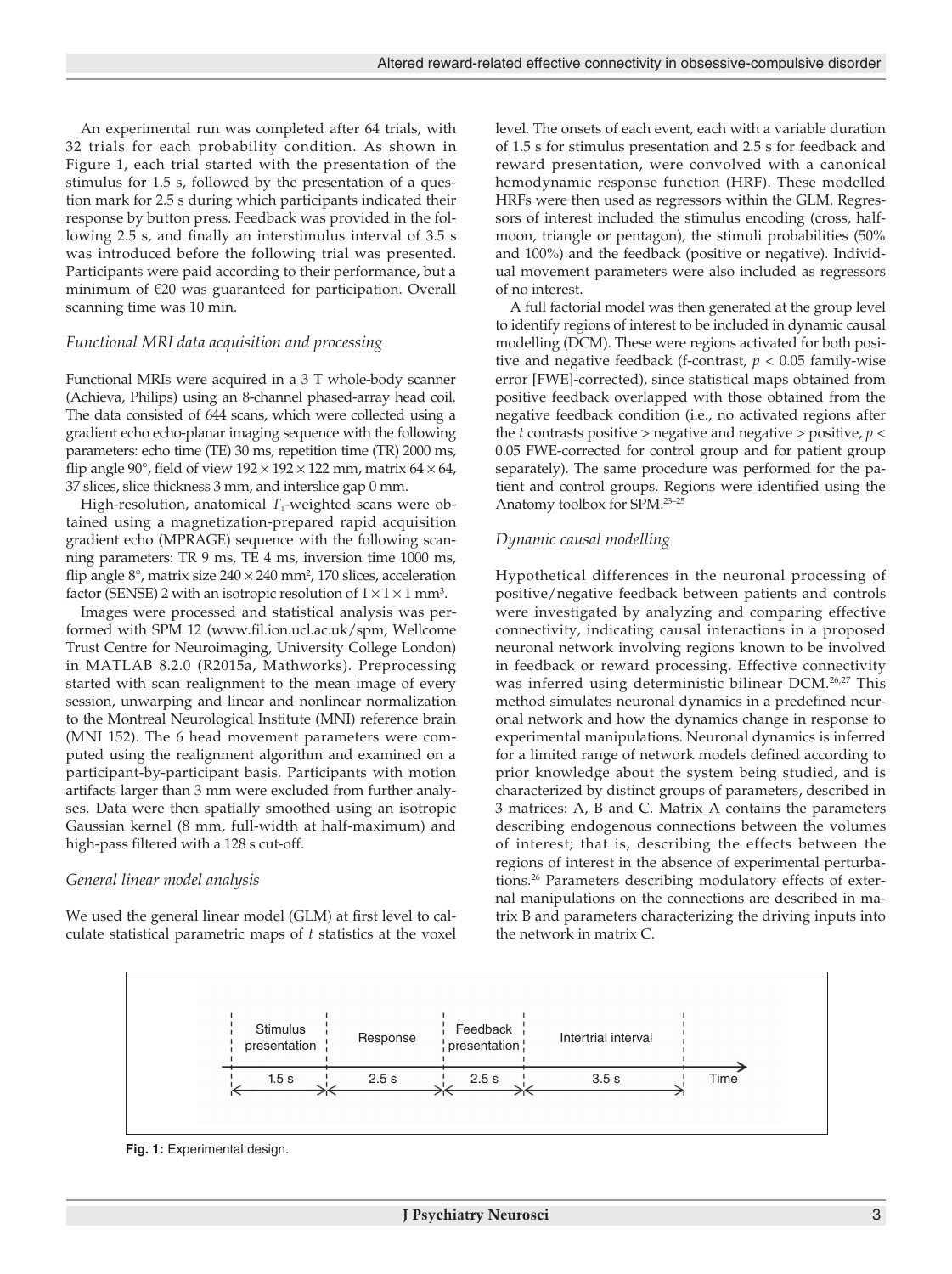An experimental run was completed after 64 trials, with 32 trials for each probability condition. As shown in Figure 1, each trial started with the presentation of the stimulus for 1.5 s, followed by the presentation of a question mark for 2.5 s during which participants indicated their response by button press. Feedback was provided in the following 2.5 s, and finally an interstimulus interval of 3.5 s was introduced before the following trial was presented. Participants were paid according to their performance, but a minimum of €20 was guaranteed for participation. Overall scanning time was 10 min.

### *Functional MRI data acquisition and processing*

Functional MRIs were acquired in a 3 T whole-body scanner (Achieva, Philips) using an 8-channel phased-array head coil. The data consisted of 644 scans, which were collected using a gradient echo echo-planar imaging sequence with the following parameters: echo time (TE) 30 ms, repetition time (TR) 2000 ms, flip angle 90°, field of view $192 \times 192 \times 122$ mm, matrix $64 \times 64$, 37 slices, slice thickness 3 mm, and interslice gap 0 mm.

High-resolution, anatomical $T_1$-weighted scans were obtained using a magnetization-prepared rapid acquisition gradient echo (MPRAGE) sequence with the following scanning parameters: TR 9 ms, TE 4 ms, inversion time 1000 ms, flip angle 8°, matrix size $240 \times 240$ mm$^2$, 170 slices, acceleration factor (SENSE) 2 with an isotropic resolution of $1 \times 1 \times 1$ mm$^3$.

Images were processed and statistical analysis was performed with SPM 12 (www.fil.ion.ucl.ac.uk/spm; Wellcome Trust Centre for Neuroimaging, University College London) in MATLAB 8.2.0 (R2015a, Mathworks). Preprocessing started with scan realignment to the mean image of every session, unwarping and linear and nonlinear normalization to the Montreal Neurological Institute (MNI) reference brain (MNI 152). The 6 head movement parameters were computed using the realignment algorithm and examined on a participant-by-participant basis. Participants with motion artifacts larger than 3 mm were excluded from further analyses. Data were then spatially smoothed using an isotropic Gaussian kernel (8 mm, full-width at half-maximum) and high-pass filtered with a 128 s cut-off.

### *General linear model analysis*

We used the general linear model (GLM) at first level to calculate statistical parametric maps of *t* statistics at the voxel level. The onsets of each event, each with a variable duration of 1.5 s for stimulus presentation and 2.5 s for feedback and reward presentation, were convolved with a canonical hemodynamic response function (HRF). These modelled HRFs were then used as regressors within the GLM. Regressors of interest included the stimulus encoding (cross, half-moon, triangle or pentagon), the stimuli probabilities (50% and 100%) and the feedback (positive or negative). Individual movement parameters were also included as regressors of no interest.

A full factorial model was then generated at the group level to identify regions of interest to be included in dynamic causal modelling (DCM). These were regions activated for both positive and negative feedback (f-contrast, $p < 0.05$ family-wise error [FWE]-corrected), since statistical maps obtained from positive feedback overlapped with those obtained from the negative feedback condition (i.e., no activated regions after the *t* contrasts positive > negative and negative > positive, $p < 0.05$ FWE-corrected for control group and for patient group separately). The same procedure was performed for the patient and control groups. Regions were identified using the Anatomy toolbox for SPM.[23–25]

### *Dynamic causal modelling*

Hypothetical differences in the neuronal processing of positive/negative feedback between patients and controls were investigated by analyzing and comparing effective connectivity, indicating causal interactions in a proposed neuronal network involving regions known to be involved in feedback or reward processing. Effective connectivity was inferred using deterministic bilinear DCM.[26,27] This method simulates neuronal dynamics in a predefined neuronal network and how the dynamics change in response to experimental manipulations. Neuronal dynamics is inferred for a limited range of network models defined according to prior knowledge about the system being studied, and is characterized by distinct groups of parameters, described in 3 matrices: A, B and C. Matrix A contains the parameters describing endogenous connections between the volumes of interest; that is, describing the effects between the regions of interest in the absence of experimental perturbations.[26] Parameters describing modulatory effects of external manipulations on the connections are described in matrix B and parameters characterizing the driving inputs into the network in matrix C.

| Stimulus presentation | Response | Feedback presentation | Intertrial interval | |
|---|---|---|---|---|
| 1.5 s | 2.5 s | 2.5 s | 3.5 s | Time |

**Fig. 1:** Experimental design.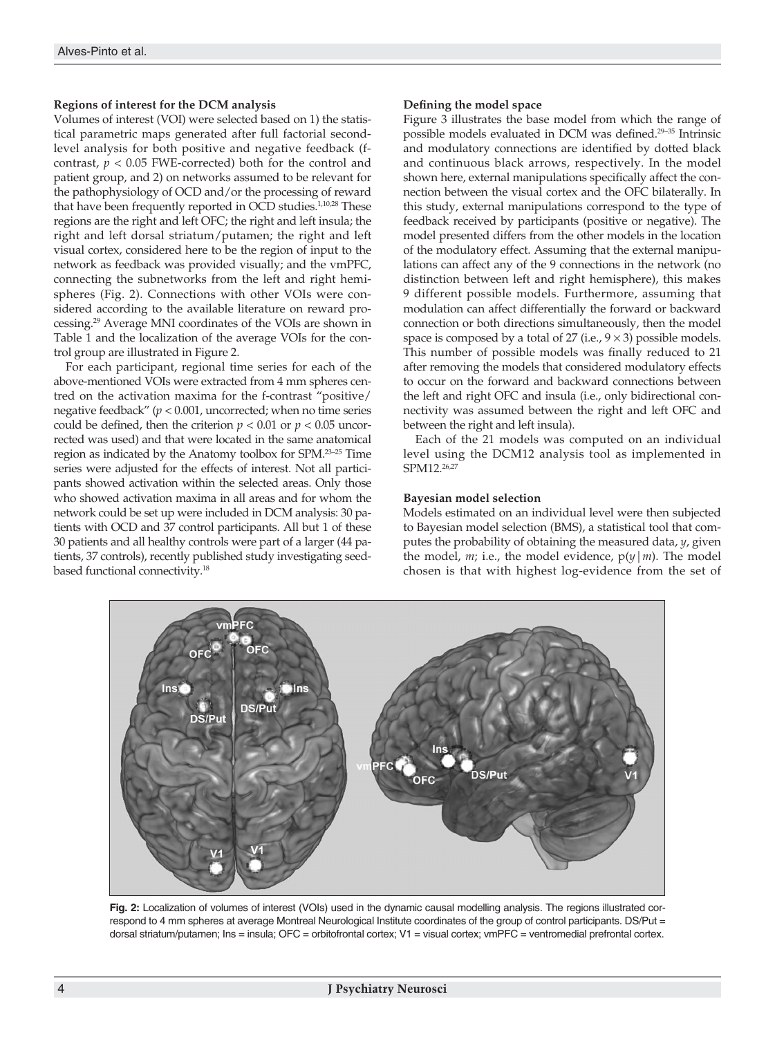### Regions of interest for the DCM analysis

Volumes of interest (VOI) were selected based on 1) the statistical parametric maps generated after full factorial second-level analysis for both positive and negative feedback (f-contrast, $p < 0.05$ FWE-corrected) both for the control and patient group, and 2) on networks assumed to be relevant for the pathophysiology of OCD and/or the processing of reward that have been frequently reported in OCD studies.[1,10,28] These regions are the right and left OFC; the right and left insula; the right and left dorsal striatum/putamen; the right and left visual cortex, considered here to be the region of input to the network as feedback was provided visually; and the vmPFC, connecting the subnetworks from the left and right hemispheres (Fig. 2). Connections with other VOIs were considered according to the available literature on reward processing.[29] Average MNI coordinates of the VOIs are shown in Table 1 and the localization of the average VOIs for the control group are illustrated in Figure 2.

For each participant, regional time series for each of the above-mentioned VOIs were extracted from 4 mm spheres centred on the activation maxima for the f-contrast "positive/negative feedback" ($p < 0.001$, uncorrected; when no time series could be defined, then the criterion $p < 0.01$ or $p < 0.05$ uncorrected was used) and that were located in the same anatomical region as indicated by the Anatomy toolbox for SPM.[23–25] Time series were adjusted for the effects of interest. Not all participants showed activation within the selected areas. Only those who showed activation maxima in all areas and for whom the network could be set up were included in DCM analysis: 30 patients with OCD and 37 control participants. All but 1 of these 30 patients and all healthy controls were part of a larger (44 patients, 37 controls), recently published study investigating seed-based functional connectivity.[18]

### Defining the model space

Figure 3 illustrates the base model from which the range of possible models evaluated in DCM was defined.[29–35] Intrinsic and modulatory connections are identified by dotted black and continuous black arrows, respectively. In the model shown here, external manipulations specifically affect the connection between the visual cortex and the OFC bilaterally. In this study, external manipulations correspond to the type of feedback received by participants (positive or negative). The model presented differs from the other models in the location of the modulatory effect. Assuming that the external manipulations can affect any of the 9 connections in the network (no distinction between left and right hemisphere), this makes 9 different possible models. Furthermore, assuming that modulation can affect differentially the forward or backward connection or both directions simultaneously, then the model space is composed by a total of 27 (i.e., $9 \times 3$) possible models. This number of possible models was finally reduced to 21 after removing the models that considered modulatory effects to occur on the forward and backward connections between the left and right OFC and insula (i.e., only bidirectional connectivity was assumed between the right and left OFC and between the right and left insula).

Each of the 21 models was computed on an individual level using the DCM12 analysis tool as implemented in SPM12.[26,27]

### Bayesian model selection

Models estimated on an individual level were then subjected to Bayesian model selection (BMS), a statistical tool that computes the probability of obtaining the measured data, $y$, given the model, $m$; i.e., the model evidence, $p(y \mid m)$. The model chosen is that with highest log-evidence from the set of

**Fig. 2:** Localization of volumes of interest (VOIs) used in the dynamic causal modelling analysis. The regions illustrated correspond to 4 mm spheres at average Montreal Neurological Institute coordinates of the group of control participants. DS/Put = dorsal striatum/putamen; Ins = insula; OFC = orbitofrontal cortex; V1 = visual cortex; vmPFC = ventromedial prefrontal cortex.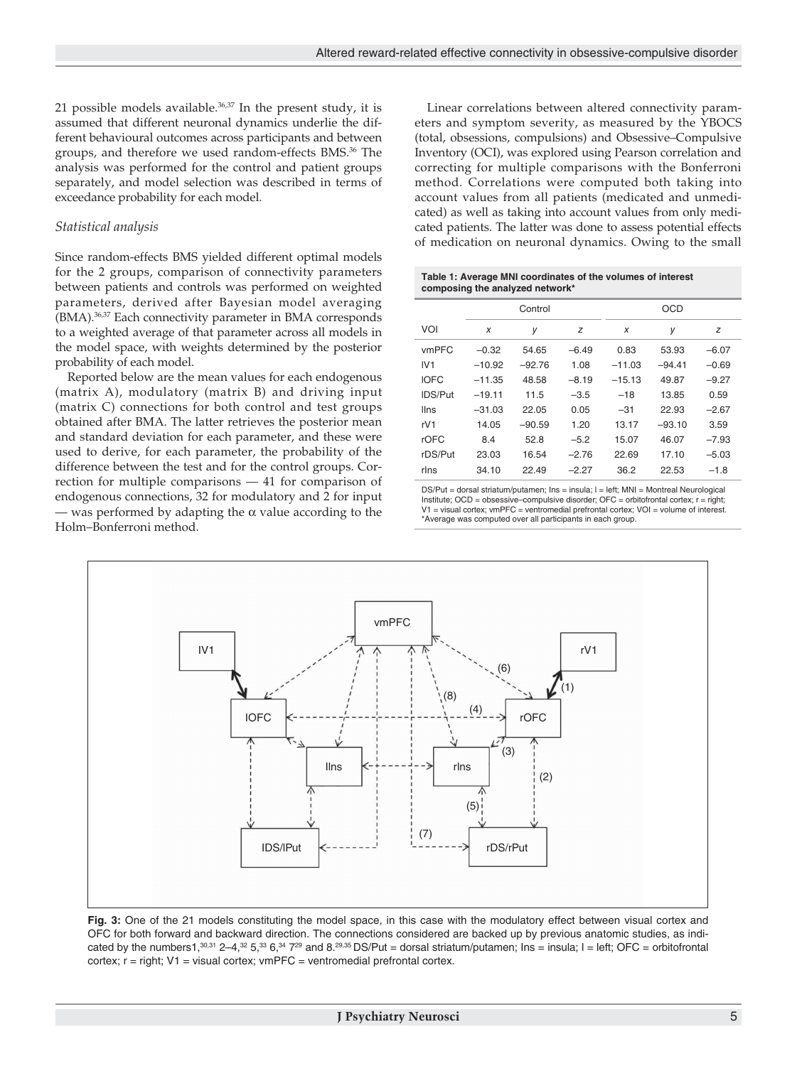21 possible models available.[36,37] In the present study, it is assumed that different neuronal dynamics underlie the different behavioural outcomes across participants and between groups, and therefore we used random-effects BMS.[36] The analysis was performed for the control and patient groups separately, and model selection was described in terms of exceedance probability for each model.

### *Statistical analysis*

Since random-effects BMS yielded different optimal models for the 2 groups, comparison of connectivity parameters between patients and controls was performed on weighted parameters, derived after Bayesian model averaging (BMA).[36,37] Each connectivity parameter in BMA corresponds to a weighted average of that parameter across all models in the model space, with weights determined by the posterior probability of each model.

Reported below are the mean values for each endogenous (matrix A), modulatory (matrix B) and driving input (matrix C) connections for both control and test groups obtained after BMA. The latter retrieves the posterior mean and standard deviation for each parameter, and these were used to derive, for each parameter, the probability of the difference between the test and for the control groups. Correction for multiple comparisons — 41 for comparison of endogenous connections, 32 for modulatory and 2 for input — was performed by adapting the α value according to the Holm–Bonferroni method.

Linear correlations between altered connectivity parameters and symptom severity, as measured by the YBOCS (total, obsessions, compulsions) and Obsessive–Compulsive Inventory (OCI), was explored using Pearson correlation and correcting for multiple comparisons with the Bonferroni method. Correlations were computed both taking into account values from all patients (medicated and unmedicated) as well as taking into account values from only medicated patients. The latter was done to assess potential effects of medication on neuronal dynamics. Owing to the small

**Table 1: Average MNI coordinates of the volumes of interest composing the analyzed network\***

| | Control | | | OCD | | |
|---|---|---|---|---|---|---|
| VOI | *x* | *y* | *z* | *x* | *y* | *z* |
| vmPFC | −0.32 | 54.65 | −6.49 | 0.83 | 53.93 | −6.07 |
| lV1 | −10.92 | −92.76 | 1.08 | −11.03 | −94.41 | −0.69 |
| lOFC | −11.35 | 48.58 | −8.19 | −15.13 | 49.87 | −9.27 |
| lDS/Put | −19.11 | 11.5 | −3.5 | −18 | 13.85 | 0.59 |
| lIns | −31.03 | 22.05 | 0.05 | −31 | 22.93 | −2.67 |
| rV1 | 14.05 | −90.59 | 1.20 | 13.17 | −93.10 | 3.59 |
| rOFC | 8.4 | 52.8 | −5.2 | 15.07 | 46.07 | −7.93 |
| rDS/Put | 23.03 | 16.54 | −2.76 | 22.69 | 17.10 | −5.03 |
| rIns | 34.10 | 22.49 | −2.27 | 36.2 | 22.53 | −1.8 |

DS/Put = dorsal striatum/putamen; Ins = insula; l = left; MNI = Montreal Neurological Institute; OCD = obsessive–compulsive disorder; OFC = orbitofrontal cortex; r = right; V1 = visual cortex; vmPFC = ventromedial prefrontal cortex; VOI = volume of interest.
\*Average was computed over all participants in each group.

**Fig. 3:** One of the 21 models constituting the model space, in this case with the modulatory effect between visual cortex and OFC for both forward and backward direction. The connections considered are backed up by previous anatomic studies, as indicated by the numbers1,[30,31] 2–4,[32] 5,[33] 6,[34] 7[29] and 8.[29,35] DS/Put = dorsal striatum/putamen; Ins = insula; l = left; OFC = orbitofrontal cortex; r = right; V1 = visual cortex; vmPFC = ventromedial prefrontal cortex.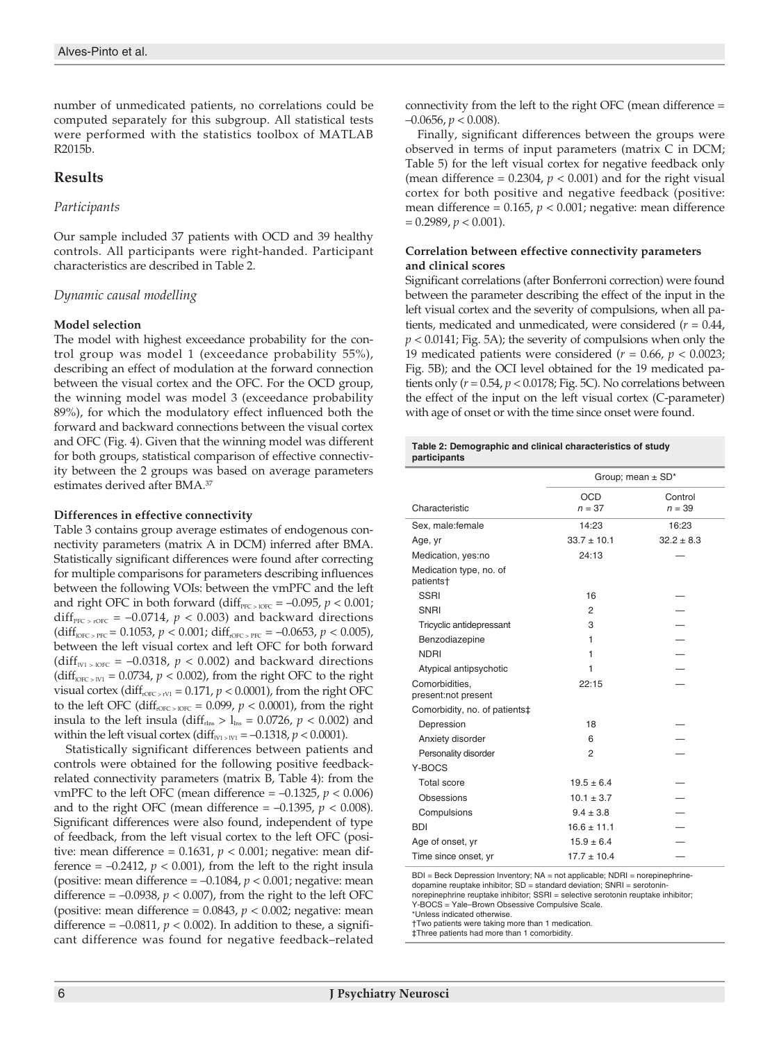number of unmedicated patients, no correlations could be computed separately for this subgroup. All statistical tests were performed with the statistics toolbox of MATLAB R2015b.

## Results

### *Participants*

Our sample included 37 patients with OCD and 39 healthy controls. All participants were right-handed. Participant characteristics are described in Table 2.

### *Dynamic causal modelling*

#### Model selection

The model with highest exceedance probability for the control group was model 1 (exceedance probability 55%), describing an effect of modulation at the forward connection between the visual cortex and the OFC. For the OCD group, the winning model was model 3 (exceedance probability 89%), for which the modulatory effect influenced both the forward and backward connections between the visual cortex and OFC (Fig. 4). Given that the winning model was different for both groups, statistical comparison of effective connectivity between the 2 groups was based on average parameters estimates derived after BMA.[37]

#### Differences in effective connectivity

Table 3 contains group average estimates of endogenous connectivity parameters (matrix A in DCM) inferred after BMA. Statistically significant differences were found after correcting for multiple comparisons for parameters describing influences between the following VOIs: between the vmPFC and the left and right OFC in both forward ($diff_{PFC > lOFC} = –0.095$, $p < 0.001$; $diff_{PFC > rOFC} = –0.0714$, $p < 0.003$) and backward directions ($diff_{lOFC > PFC} = 0.1053$, $p < 0.001$; $diff_{rOFC > PFC} = –0.0653$, $p < 0.005$), between the left visual cortex and left OFC for both forward ($diff_{lV1 > lOFC} = –0.0318$, $p < 0.002$) and backward directions ($diff_{lOFC > lV1} = 0.0734$, $p < 0.002$), from the right OFC to the right visual cortex ($diff_{rOFC > rV1} = 0.171$, $p < 0.0001$), from the right OFC to the left OFC ($diff_{rOFC > lOFC} = 0.099$, $p < 0.0001$), from the right insula to the left insula ($diff_{rIns} > I_{lns} = 0.0726$, $p < 0.002$) and within the left visual cortex ($diff_{lV1 > lV1} = –0.1318$, $p < 0.0001$).

Statistically significant differences between patients and controls were obtained for the following positive feedback-related connectivity parameters (matrix B, Table 4): from the vmPFC to the left OFC (mean difference = –0.1325, $p < 0.006$) and to the right OFC (mean difference = –0.1395, $p < 0.008$). Significant differences were also found, independent of type of feedback, from the left visual cortex to the left OFC (positive: mean difference = 0.1631, $p < 0.001$; negative: mean difference = –0.2412, $p < 0.001$), from the left to the right insula (positive: mean difference = –0.1084, $p < 0.001$; negative: mean difference = –0.0938, $p < 0.007$), from the right to the left OFC (positive: mean difference = 0.0843, $p < 0.002$; negative: mean difference = –0.0811, $p < 0.002$). In addition to these, a significant difference was found for negative feedback–related connectivity from the left to the right OFC (mean difference = –0.0656, $p < 0.008$).

Finally, significant differences between the groups were observed in terms of input parameters (matrix C in DCM; Table 5) for the left visual cortex for negative feedback only (mean difference = 0.2304, $p < 0.001$) and for the right visual cortex for both positive and negative feedback (positive: mean difference = 0.165, $p < 0.001$; negative: mean difference = 0.2989, $p < 0.001$).

#### Correlation between effective connectivity parameters and clinical scores

Significant correlations (after Bonferroni correction) were found between the parameter describing the effect of the input in the left visual cortex and the severity of compulsions, when all patients, medicated and unmedicated, were considered ($r = 0.44$, $p < 0.0141$; Fig. 5A); the severity of compulsions when only the 19 medicated patients were considered ($r = 0.66$, $p < 0.0023$; Fig. 5B); and the OCI level obtained for the 19 medicated patients only ($r = 0.54$, $p < 0.0178$; Fig. 5C). No correlations between the effect of the input on the left visual cortex (C-parameter) with age of onset or with the time since onset were found.

**Table 2: Demographic and clinical characteristics of study participants**

| | Group; mean ± SD* | |
|---|---|---|
| Characteristic | OCD $n = 37$ | Control $n = 39$ |
| Sex, male:female | 14:23 | 16:23 |
| Age, yr | 33.7 ± 10.1 | 32.2 ± 8.3 |
| Medication, yes:no | 24:13 | — |
| Medication type, no. of patients† | | |
| SSRI | 16 | — |
| SNRI | 2 | — |
| Tricyclic antidepressant | 3 | — |
| Benzodiazepine | 1 | — |
| NDRI | 1 | — |
| Atypical antipsychotic | 1 | — |
| Comorbidities, present:not present | 22:15 | — |
| Comorbidity, no. of patients‡ | | |
| Depression | 18 | — |
| Anxiety disorder | 6 | — |
| Personality disorder | 2 | — |
| Y-BOCS | | |
| Total score | 19.5 ± 6.4 | — |
| Obsessions | 10.1 ± 3.7 | — |
| Compulsions | 9.4 ± 3.8 | — |
| BDI | 16.6 ± 11.1 | — |
| Age of onset, yr | 15.9 ± 6.4 | — |
| Time since onset, yr | 17.7 ± 10.4 | — |

BDI = Beck Depression Inventory; NA = not applicable; NDRI = norepinephrine-dopamine reuptake inhibitor; SD = standard deviation; SNRI = serotonin-norepinephrine reuptake inhibitor; SSRI = selective serotonin reuptake inhibitor; Y-BOCS = Yale–Brown Obsessive Compulsive Scale.
*Unless indicated otherwise.
†Two patients were taking more than 1 medication.
‡Three patients had more than 1 comorbidity.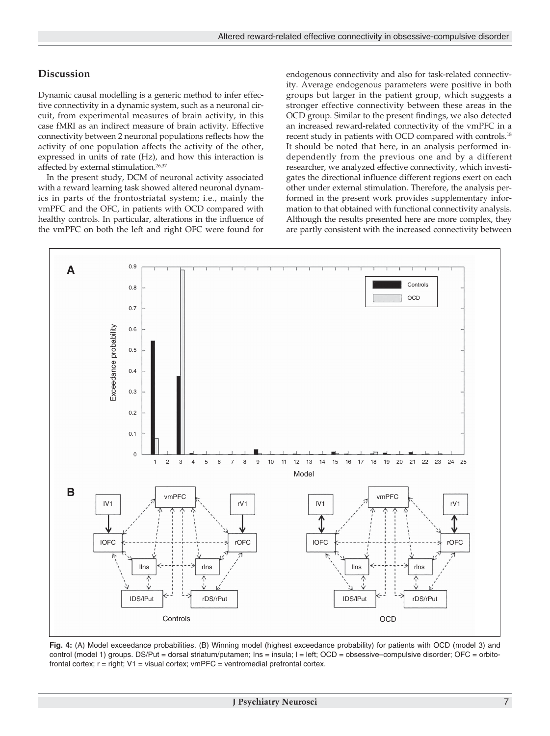## Discussion

Dynamic causal modelling is a generic method to infer effective connectivity in a dynamic system, such as a neuronal circuit, from experimental measures of brain activity, in this case fMRI as an indirect measure of brain activity. Effective connectivity between 2 neuronal populations reflects how the activity of one population affects the activity of the other, expressed in units of rate (Hz), and how this interaction is affected by external stimulation.[26,37]

In the present study, DCM of neuronal activity associated with a reward learning task showed altered neuronal dynamics in parts of the frontostriatal system; i.e., mainly the vmPFC and the OFC, in patients with OCD compared with healthy controls. In particular, alterations in the influence of the vmPFC on both the left and right OFC were found for endogenous connectivity and also for task-related connectivity. Average endogenous parameters were positive in both groups but larger in the patient group, which suggests a stronger effective connectivity between these areas in the OCD group. Similar to the present findings, we also detected an increased reward-related connectivity of the vmPFC in a recent study in patients with OCD compared with controls.[18] It should be noted that here, in an analysis performed independently from the previous one and by a different researcher, we analyzed effective connectivity, which investigates the directional influence different regions exert on each other under external stimulation. Therefore, the analysis performed in the present work provides supplementary information to that obtained with functional connectivity analysis. Although the results presented here are more complex, they are partly consistent with the increased connectivity between

**Fig. 4:** (A) Model exceedance probabilities. (B) Winning model (highest exceedance probability) for patients with OCD (model 3) and control (model 1) groups. DS/Put = dorsal striatum/putamen; Ins = insula; l = left; OCD = obsessive–compulsive disorder; OFC = orbitofrontal cortex; r = right; V1 = visual cortex; vmPFC = ventromedial prefrontal cortex.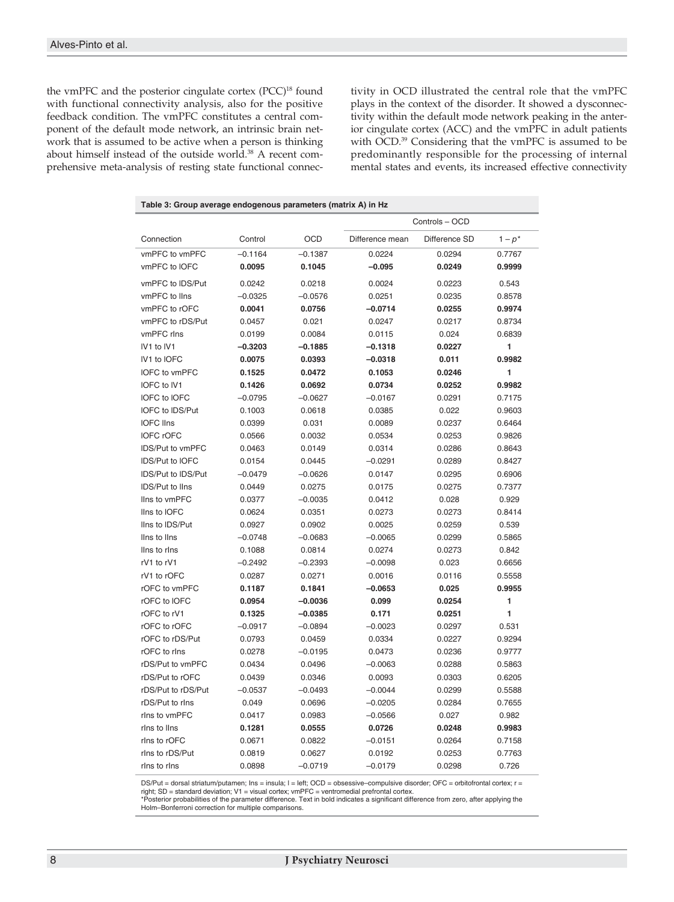the vmPFC and the posterior cingulate cortex (PCC)[18] found with functional connectivity analysis, also for the positive feedback condition. The vmPFC constitutes a central component of the default mode network, an intrinsic brain network that is assumed to be active when a person is thinking about himself instead of the outside world.[38] A recent comprehensive meta-analysis of resting state functional connectivity in OCD illustrated the central role that the vmPFC plays in the context of the disorder. It showed a dysconnectivity within the default mode network peaking in the anterior cingulate cortex (ACC) and the vmPFC in adult patients with OCD.[39] Considering that the vmPFC is assumed to be predominantly responsible for the processing of internal mental states and events, its increased effective connectivity

**Table 3: Group average endogenous parameters (matrix A) in Hz**

| | | | Controls – OCD | | |
|---|---|---|---|---|---|
| Connection | Control | OCD | Difference mean | Difference SD | $1 - p$* |
| vmPFC to vmPFC | –0.1164 | –0.1387 | 0.0224 | 0.0294 | 0.7767 |
| vmPFC to lOFC | **0.0095** | **0.1045** | **–0.095** | **0.0249** | **0.9999** |
| vmPFC to lDS/Put | 0.0242 | 0.0218 | 0.0024 | 0.0223 | 0.543 |
| vmPFC to lIns | –0.0325 | –0.0576 | 0.0251 | 0.0235 | 0.8578 |
| vmPFC to rOFC | **0.0041** | **0.0756** | **–0.0714** | **0.0255** | **0.9974** |
| vmPFC to rDS/Put | 0.0457 | 0.021 | 0.0247 | 0.0217 | 0.8734 |
| vmPFC rIns | 0.0199 | 0.0084 | 0.0115 | 0.024 | 0.6839 |
| lV1 to lV1 | **–0.3203** | **–0.1885** | **–0.1318** | **0.0227** | **1** |
| lV1 to lOFC | **0.0075** | **0.0393** | **–0.0318** | **0.011** | **0.9982** |
| lOFC to vmPFC | **0.1525** | **0.0472** | **0.1053** | **0.0246** | **1** |
| lOFC to lV1 | **0.1426** | **0.0692** | **0.0734** | **0.0252** | **0.9982** |
| lOFC to lOFC | –0.0795 | –0.0627 | –0.0167 | 0.0291 | 0.7175 |
| lOFC to lDS/Put | 0.1003 | 0.0618 | 0.0385 | 0.022 | 0.9603 |
| lOFC lIns | 0.0399 | 0.031 | 0.0089 | 0.0237 | 0.6464 |
| lOFC rOFC | 0.0566 | 0.0032 | 0.0534 | 0.0253 | 0.9826 |
| lDS/Put to vmPFC | 0.0463 | 0.0149 | 0.0314 | 0.0286 | 0.8643 |
| lDS/Put to lOFC | 0.0154 | 0.0445 | –0.0291 | 0.0289 | 0.8427 |
| lDS/Put to lDS/Put | –0.0479 | –0.0626 | 0.0147 | 0.0295 | 0.6906 |
| lDS/Put to lIns | 0.0449 | 0.0275 | 0.0175 | 0.0275 | 0.7377 |
| lIns to vmPFC | 0.0377 | –0.0035 | 0.0412 | 0.028 | 0.929 |
| lIns to lOFC | 0.0624 | 0.0351 | 0.0273 | 0.0273 | 0.8414 |
| lIns to lDS/Put | 0.0927 | 0.0902 | 0.0025 | 0.0259 | 0.539 |
| lIns to lIns | –0.0748 | –0.0683 | –0.0065 | 0.0299 | 0.5865 |
| lIns to rIns | 0.1088 | 0.0814 | 0.0274 | 0.0273 | 0.842 |
| rV1 to rV1 | –0.2492 | –0.2393 | –0.0098 | 0.023 | 0.6656 |
| rV1 to rOFC | 0.0287 | 0.0271 | 0.0016 | 0.0116 | 0.5558 |
| rOFC to vmPFC | **0.1187** | **0.1841** | **–0.0653** | **0.025** | **0.9955** |
| rOFC to lOFC | **0.0954** | **–0.0036** | **0.099** | **0.0254** | **1** |
| rOFC to rV1 | **0.1325** | **–0.0385** | **0.171** | **0.0251** | **1** |
| rOFC to rOFC | –0.0917 | –0.0894 | –0.0023 | 0.0297 | 0.531 |
| rOFC to rDS/Put | 0.0793 | 0.0459 | 0.0334 | 0.0227 | 0.9294 |
| rOFC to rIns | 0.0278 | –0.0195 | 0.0473 | 0.0236 | 0.9777 |
| rDS/Put to vmPFC | 0.0434 | 0.0496 | –0.0063 | 0.0288 | 0.5863 |
| rDS/Put to rOFC | 0.0439 | 0.0346 | 0.0093 | 0.0303 | 0.6205 |
| rDS/Put to rDS/Put | –0.0537 | –0.0493 | –0.0044 | 0.0299 | 0.5588 |
| rDS/Put to rIns | 0.049 | 0.0696 | –0.0205 | 0.0284 | 0.7655 |
| rIns to vmPFC | 0.0417 | 0.0983 | –0.0566 | 0.027 | 0.982 |
| rIns to lIns | **0.1281** | **0.0555** | **0.0726** | **0.0248** | **0.9983** |
| rIns to rOFC | 0.0671 | 0.0822 | –0.0151 | 0.0264 | 0.7158 |
| rIns to rDS/Put | 0.0819 | 0.0627 | 0.0192 | 0.0253 | 0.7763 |
| rIns to rIns | 0.0898 | –0.0719 | –0.0179 | 0.0298 | 0.726 |

DS/Put = dorsal striatum/putamen; Ins = insula; l = left; OCD = obsessive–compulsive disorder; OFC = orbitofrontal cortex; r = right; SD = standard deviation; V1 = visual cortex; vmPFC = ventromedial prefrontal cortex.
*Posterior probabilities of the parameter difference. Text in bold indicates a significant difference from zero, after applying the Holm–Bonferroni correction for multiple comparisons.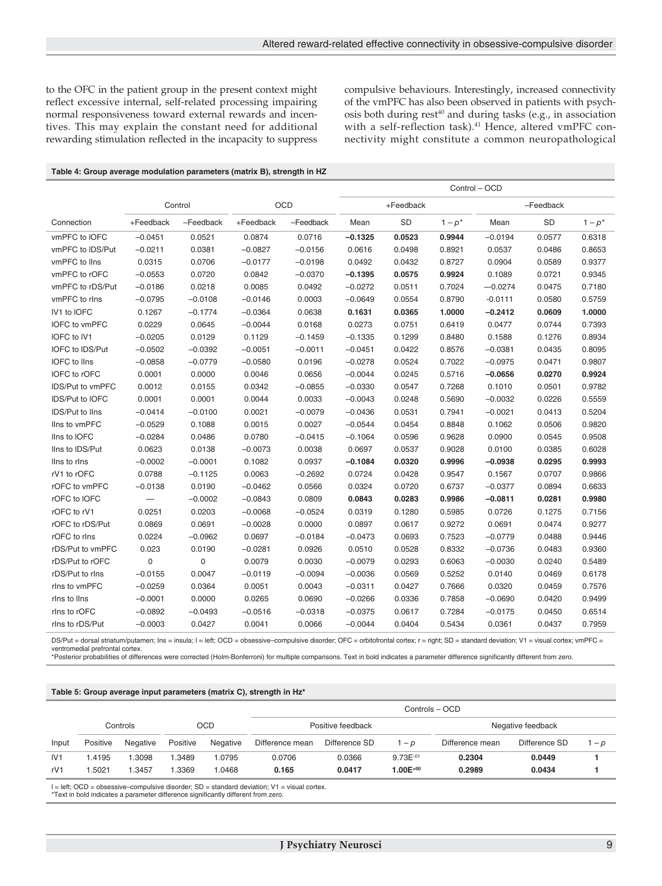to the OFC in the patient group in the present context might reflect excessive internal, self-related processing impairing normal responsiveness toward external rewards and incentives. This may explain the constant need for additional rewarding stimulation reflected in the incapacity to suppress compulsive behaviours. Interestingly, increased connectivity of the vmPFC has also been observed in patients with psychosis both during rest[40] and during tasks (e.g., in association with a self-reflection task).[41] Hence, altered vmPFC connectivity might constitute a common neuropathological

**Table 4: Group average modulation parameters (matrix B), strength in HZ**

| | Control | | OCD | | Control – OCD | | | | | |
|---|---|---|---|---|---|---|---|---|---|---|
| | | | | | +Feedback | | | –Feedback | | |
| Connection | +Feedback | –Feedback | +Feedback | –Feedback | Mean | SD | $1-p$* | Mean | SD | $1-p$* |
| vmPFC to lOFC | –0.0451 | 0.0521 | 0.0874 | 0.0716 | **–0.1325** | **0.0523** | **0.9944** | –0.0194 | 0.0577 | 0.6318 |
| vmPFC to lDS/Put | –0.0211 | 0.0381 | –0.0827 | –0.0156 | 0.0616 | 0.0498 | 0.8921 | 0.0537 | 0.0486 | 0.8653 |
| vmPFC to lIns | 0.0315 | 0.0706 | –0.0177 | –0.0198 | 0.0492 | 0.0432 | 0.8727 | 0.0904 | 0.0589 | 0.9377 |
| vmPFC to rOFC | –0.0553 | 0.0720 | 0.0842 | –0.0370 | **–0.1395** | **0.0575** | **0.9924** | 0.1089 | 0.0721 | 0.9345 |
| vmPFC to rDS/Put | –0.0186 | 0.0218 | 0.0085 | 0.0492 | –0.0272 | 0.0511 | 0.7024 | —0.0274 | 0.0475 | 0.7180 |
| vmPFC to rIns | –0.0795 | –0.0108 | –0.0146 | 0.0003 | –0.0649 | 0.0554 | 0.8790 | –0.0111 | 0.0580 | 0.5759 |
| lV1 to lOFC | 0.1267 | –0.1774 | –0.0364 | 0.0638 | **0.1631** | **0.0365** | **1.0000** | **–0.2412** | **0.0609** | **1.0000** |
| lOFC to vmPFC | 0.0229 | 0.0645 | –0.0044 | 0.0168 | 0.0273 | 0.0751 | 0.6419 | 0.0477 | 0.0744 | 0.7393 |
| lOFC to lV1 | –0.0205 | 0.0129 | 0.1129 | –0.1459 | –0.1335 | 0.1299 | 0.8480 | 0.1588 | 0.1276 | 0.8934 |
| lOFC to lDS/Put | –0.0502 | –0.0392 | –0.0051 | –0.0011 | –0.0451 | 0.0422 | 0.8576 | –0.0381 | 0.0435 | 0.8095 |
| lOFC to lIns | –0.0858 | –0.0779 | –0.0580 | 0.0196 | –0.0278 | 0.0524 | 0.7022 | –0.0975 | 0.0471 | 0.9807 |
| lOFC to rOFC | 0.0001 | 0.0000 | 0.0046 | 0.0656 | –0.0044 | 0.0245 | 0.5716 | **–0.0656** | **0.0270** | **0.9924** |
| lDS/Put to vmPFC | 0.0012 | 0.0155 | 0.0342 | –0.0855 | –0.0330 | 0.0547 | 0.7268 | 0.1010 | 0.0501 | 0.9782 |
| lDS/Put to lOFC | 0.0001 | 0.0001 | 0.0044 | 0.0033 | –0.0043 | 0.0248 | 0.5690 | –0.0032 | 0.0226 | 0.5559 |
| lDS/Put to lIns | –0.0414 | –0.0100 | 0.0021 | –0.0079 | –0.0436 | 0.0531 | 0.7941 | –0.0021 | 0.0413 | 0.5204 |
| lIns to vmPFC | –0.0529 | 0.1088 | 0.0015 | 0.0027 | –0.0544 | 0.0454 | 0.8848 | 0.1062 | 0.0506 | 0.9820 |
| lIns to lOFC | –0.0284 | 0.0486 | 0.0780 | –0.0415 | –0.1064 | 0.0596 | 0.9628 | 0.0900 | 0.0545 | 0.9508 |
| lIns to lDS/Put | 0.0623 | 0.0138 | –0.0073 | 0.0038 | 0.0697 | 0.0537 | 0.9028 | 0.0100 | 0.0385 | 0.6028 |
| lIns to rIns | –0.0002 | –0.0001 | 0.1082 | 0.0937 | **–0.1084** | **0.0320** | **0.9996** | **–0.0938** | **0.0295** | **0.9993** |
| rV1 to rOFC | 0.0788 | –0.1125 | 0.0063 | –0.2692 | 0.0724 | 0.0428 | 0.9547 | 0.1567 | 0.0707 | 0.9866 |
| rOFC to vmPFC | –0.0138 | 0.0190 | –0.0462 | 0.0566 | 0.0324 | 0.0720 | 0.6737 | –0.0377 | 0.0894 | 0.6633 |
| rOFC to lOFC | — | –0.0002 | –0.0843 | 0.0809 | **0.0843** | **0.0283** | **0.9986** | **–0.0811** | **0.0281** | **0.9980** |
| rOFC to rV1 | 0.0251 | 0.0203 | –0.0068 | –0.0524 | 0.0319 | 0.1280 | 0.5985 | 0.0726 | 0.1275 | 0.7156 |
| rOFC to rDS/Put | 0.0869 | 0.0691 | –0.0028 | 0.0000 | 0.0897 | 0.0617 | 0.9272 | 0.0691 | 0.0474 | 0.9277 |
| rOFC to rIns | 0.0224 | –0.0962 | 0.0697 | –0.0184 | –0.0473 | 0.0693 | 0.7523 | –0.0779 | 0.0488 | 0.9446 |
| rDS/Put to vmPFC | 0.023 | 0.0190 | –0.0281 | 0.0926 | 0.0510 | 0.0528 | 0.8332 | –0.0736 | 0.0483 | 0.9360 |
| rDS/Put to rOFC | 0 | 0 | 0.0079 | 0.0030 | –0.0079 | 0.0293 | 0.6063 | –0.0030 | 0.0240 | 0.5489 |
| rDS/Put to rIns | –0.0155 | 0.0047 | –0.0119 | –0.0094 | –0.0036 | 0.0569 | 0.5252 | 0.0140 | 0.0469 | 0.6178 |
| rIns to vmPFC | –0.0259 | 0.0364 | 0.0051 | 0.0043 | –0.0311 | 0.0427 | 0.7666 | 0.0320 | 0.0459 | 0.7576 |
| rIns to lIns | –0.0001 | 0.0000 | 0.0265 | 0.0690 | –0.0266 | 0.0336 | 0.7858 | –0.0690 | 0.0420 | 0.9499 |
| rIns to rOFC | –0.0892 | –0.0493 | –0.0516 | –0.0318 | –0.0375 | 0.0617 | 0.7284 | –0.0175 | 0.0450 | 0.6514 |
| rIns to rDS/Put | –0.0003 | 0.0427 | 0.0041 | 0.0066 | –0.0044 | 0.0404 | 0.5434 | 0.0361 | 0.0437 | 0.7959 |

DS/Put = dorsal striatum/putamen; Ins = insula; l = left; OCD = obsessive–compulsive disorder; OFC = orbitofrontal cortex; r = right; SD = standard deviation; V1 = visual cortex; vmPFC = ventromedial prefrontal cortex.
*Posterior probabilities of differences were corrected (Holm-Bonferroni) for multiple comparisons. Text in bold indicates a parameter difference significantly different from zero.

**Table 5: Group average input parameters (matrix C), strength in Hz***

| | Controls | | OCD | | Controls – OCD | | | | | |
|---|---|---|---|---|---|---|---|---|---|---|
| | | | | | Positive feedback | | | Negative feedback | | |
| Input | Positive | Negative | Positive | Negative | Difference mean | Difference SD | $1-p$ | Difference mean | Difference SD | $1-p$ |
| lV1 | 1.4195 | 1.3098 | 1.3489 | 1.0795 | 0.0706 | 0.0366 | 9.73E[-01] | **0.2304** | **0.0449** | **1** |
| rV1 | 1.5021 | 1.3457 | 1.3369 | 1.0468 | **0.165** | **0.0417** | **1.00E[+00]** | **0.2989** | **0.0434** | **1** |

l = left; OCD = obsessive–compulsive disorder; SD = standard deviation; V1 = visual cortex.
*Text in bold indicates a parameter difference significantly different from zero.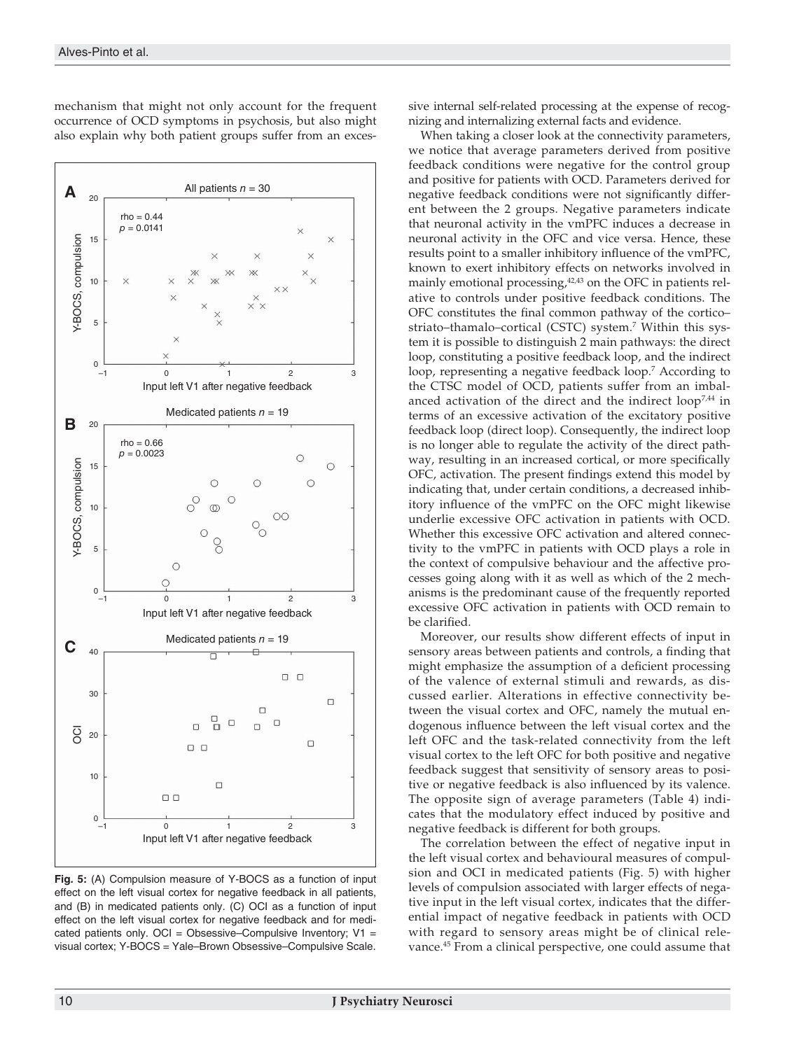mechanism that might not only account for the frequent occurrence of OCD symptoms in psychosis, but also might also explain why both patient groups suffer from an excessive internal self-related processing at the expense of recognizing and internalizing external facts and evidence.

**Fig. 5:** (A) Compulsion measure of Y-BOCS as a function of input effect on the left visual cortex for negative feedback in all patients, and (B) in medicated patients only. (C) OCI as a function of input effect on the left visual cortex for negative feedback and for medicated patients only. OCI = Obsessive–Compulsive Inventory; V1 = visual cortex; Y-BOCS = Yale–Brown Obsessive–Compulsive Scale.

When taking a closer look at the connectivity parameters, we notice that average parameters derived from positive feedback conditions were negative for the control group and positive for patients with OCD. Parameters derived for negative feedback conditions were not significantly different between the 2 groups. Negative parameters indicate that neuronal activity in the vmPFC induces a decrease in neuronal activity in the OFC and vice versa. Hence, these results point to a smaller inhibitory influence of the vmPFC, known to exert inhibitory effects on networks involved in mainly emotional processing,[42,43] on the OFC in patients relative to controls under positive feedback conditions. The OFC constitutes the final common pathway of the cortico–striato–thamalo–cortical (CSTC) system.[7] Within this system it is possible to distinguish 2 main pathways: the direct loop, constituting a positive feedback loop, and the indirect loop, representing a negative feedback loop.[7] According to the CTSC model of OCD, patients suffer from an imbalanced activation of the direct and the indirect loop[7,44] in terms of an excessive activation of the excitatory positive feedback loop (direct loop). Consequently, the indirect loop is no longer able to regulate the activity of the direct pathway, resulting in an increased cortical, or more specifically OFC, activation. The present findings extend this model by indicating that, under certain conditions, a decreased inhibitory influence of the vmPFC on the OFC might likewise underlie excessive OFC activation in patients with OCD. Whether this excessive OFC activation and altered connectivity to the vmPFC in patients with OCD plays a role in the context of compulsive behaviour and the affective processes going along with it as well as which of the 2 mechanisms is the predominant cause of the frequently reported excessive OFC activation in patients with OCD remain to be clarified.

Moreover, our results show different effects of input in sensory areas between patients and controls, a finding that might emphasize the assumption of a deficient processing of the valence of external stimuli and rewards, as discussed earlier. Alterations in effective connectivity between the visual cortex and OFC, namely the mutual endogenous influence between the left visual cortex and the left OFC and the task-related connectivity from the left visual cortex to the left OFC for both positive and negative feedback suggest that sensitivity of sensory areas to positive or negative feedback is also influenced by its valence. The opposite sign of average parameters (Table 4) indicates that the modulatory effect induced by positive and negative feedback is different for both groups.

The correlation between the effect of negative input in the left visual cortex and behavioural measures of compulsion and OCI in medicated patients (Fig. 5) with higher levels of compulsion associated with larger effects of negative input in the left visual cortex, indicates that the differential impact of negative feedback in patients with OCD with regard to sensory areas might be of clinical relevance.[45] From a clinical perspective, one could assume that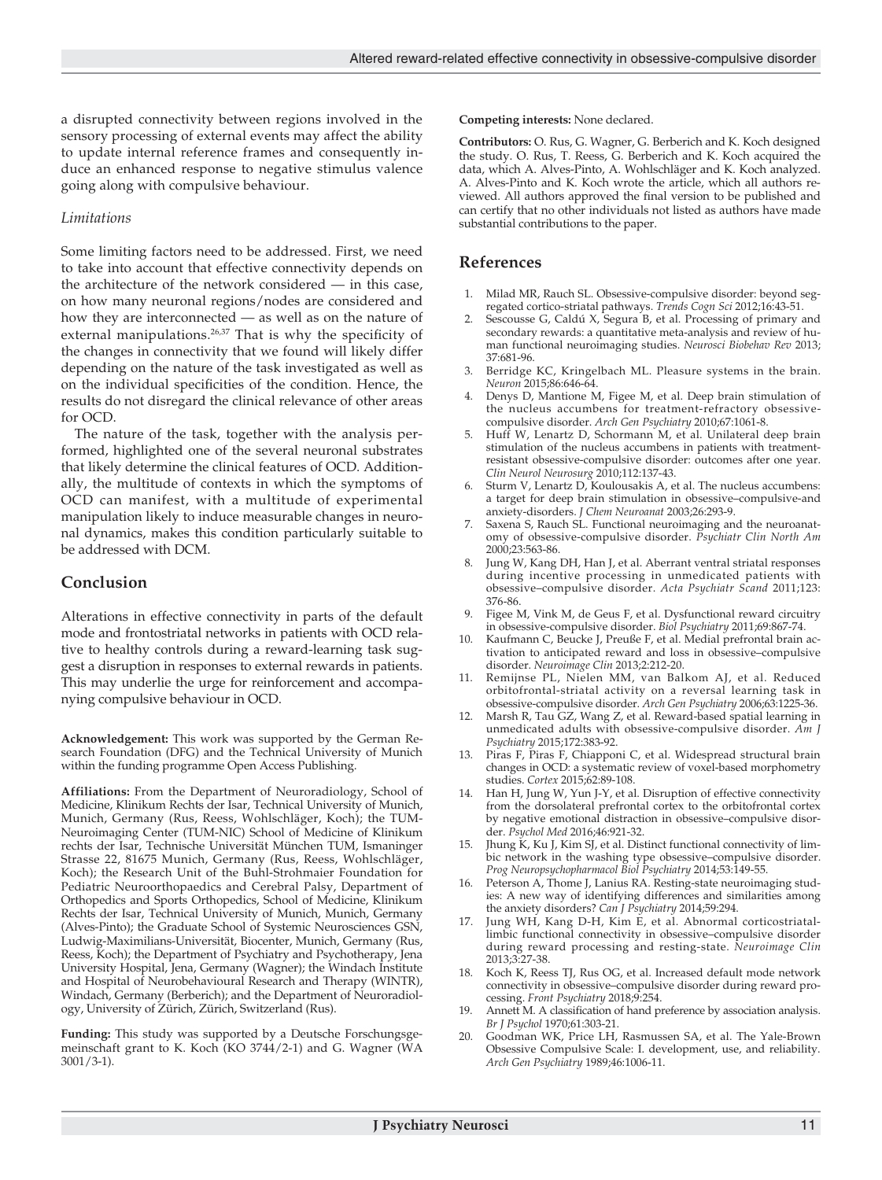a disrupted connectivity between regions involved in the sensory processing of external events may affect the ability to update internal reference frames and consequently induce an enhanced response to negative stimulus valence going along with compulsive behaviour.

### *Limitations*

Some limiting factors need to be addressed. First, we need to take into account that effective connectivity depends on the architecture of the network considered — in this case, on how many neuronal regions/nodes are considered and how they are interconnected — as well as on the nature of external manipulations.[26,37] That is why the specificity of the changes in connectivity that we found will likely differ depending on the nature of the task investigated as well as on the individual specificities of the condition. Hence, the results do not disregard the clinical relevance of other areas for OCD.

The nature of the task, together with the analysis performed, highlighted one of the several neuronal substrates that likely determine the clinical features of OCD. Additionally, the multitude of contexts in which the symptoms of OCD can manifest, with a multitude of experimental manipulation likely to induce measurable changes in neuronal dynamics, makes this condition particularly suitable to be addressed with DCM.

## Conclusion

Alterations in effective connectivity in parts of the default mode and frontostriatal networks in patients with OCD relative to healthy controls during a reward-learning task suggest a disruption in responses to external rewards in patients. This may underlie the urge for reinforcement and accompanying compulsive behaviour in OCD.

**Acknowledgement:** This work was supported by the German Research Foundation (DFG) and the Technical University of Munich within the funding programme Open Access Publishing.

**Affiliations:** From the Department of Neuroradiology, School of Medicine, Klinikum Rechts der Isar, Technical University of Munich, Munich, Germany (Rus, Reess, Wohlschläger, Koch); the TUM-Neuroimaging Center (TUM-NIC) School of Medicine of Klinikum rechts der Isar, Technische Universität München TUM, Ismaninger Strasse 22, 81675 Munich, Germany (Rus, Reess, Wohlschläger, Koch); the Research Unit of the Buhl-Strohmaier Foundation for Pediatric Neuroorthopaedics and Cerebral Palsy, Department of Orthopedics and Sports Orthopedics, School of Medicine, Klinikum Rechts der Isar, Technical University of Munich, Munich, Germany (Alves-Pinto); the Graduate School of Systemic Neurosciences GSN, Ludwig-Maximilians-Universität, Biocenter, Munich, Germany (Rus, Reess, Koch); the Department of Psychiatry and Psychotherapy, Jena University Hospital, Jena, Germany (Wagner); the Windach Institute and Hospital of Neurobehavioural Research and Therapy (WINTR), Windach, Germany (Berberich); and the Department of Neuroradiology, University of Zürich, Zürich, Switzerland (Rus).

**Funding:** This study was supported by a Deutsche Forschungsgemeinschaft grant to K. Koch (KO 3744/2-1) and G. Wagner (WA 3001/3-1).

**Competing interests:** None declared.

**Contributors:** O. Rus, G. Wagner, G. Berberich and K. Koch designed the study. O. Rus, T. Reess, G. Berberich and K. Koch acquired the data, which A. Alves-Pinto, A. Wohlschläger and K. Koch analyzed. A. Alves-Pinto and K. Koch wrote the article, which all authors reviewed. All authors approved the final version to be published and can certify that no other individuals not listed as authors have made substantial contributions to the paper.

## References

1. Milad MR, Rauch SL. Obsessive-compulsive disorder: beyond segregated cortico-striatal pathways. *Trends Cogn Sci* 2012;16:43-51.
2. Sescousse G, Caldú X, Segura B, et al. Processing of primary and secondary rewards: a quantitative meta-analysis and review of human functional neuroimaging studies. *Neurosci Biobehav Rev* 2013; 37:681-96.
3. Berridge KC, Kringelbach ML. Pleasure systems in the brain. *Neuron* 2015;86:646-64.
4. Denys D, Mantione M, Figee M, et al. Deep brain stimulation of the nucleus accumbens for treatment-refractory obsessive-compulsive disorder. *Arch Gen Psychiatry* 2010;67:1061-8.
5. Huff W, Lenartz D, Schormann M, et al. Unilateral deep brain stimulation of the nucleus accumbens in patients with treatment-resistant obsessive-compulsive disorder: outcomes after one year. *Clin Neurol Neurosurg* 2010;112:137-43.
6. Sturm V, Lenartz D, Koulousakis A, et al. The nucleus accumbens: a target for deep brain stimulation in obsessive–compulsive-and anxiety-disorders. *J Chem Neuroanat* 2003;26:293-9.
7. Saxena S, Rauch SL. Functional neuroimaging and the neuroanatomy of obsessive-compulsive disorder. *Psychiatr Clin North Am* 2000;23:563-86.
8. Jung W, Kang DH, Han J, et al. Aberrant ventral striatal responses during incentive processing in unmedicated patients with obsessive–compulsive disorder. *Acta Psychiatr Scand* 2011;123: 376-86.
9. Figee M, Vink M, de Geus F, et al. Dysfunctional reward circuitry in obsessive-compulsive disorder. *Biol Psychiatry* 2011;69:867-74.
10. Kaufmann C, Beucke J, Preuße F, et al. Medial prefrontal brain activation to anticipated reward and loss in obsessive–compulsive disorder. *Neuroimage Clin* 2013;2:212-20.
11. Remijnse PL, Nielen MM, van Balkom AJ, et al. Reduced orbitofrontal-striatal activity on a reversal learning task in obsessive-compulsive disorder. *Arch Gen Psychiatry* 2006;63:1225-36.
12. Marsh R, Tau GZ, Wang Z, et al. Reward-based spatial learning in unmedicated adults with obsessive-compulsive disorder. *Am J Psychiatry* 2015;172:383-92.
13. Piras F, Piras F, Chiapponi C, et al. Widespread structural brain changes in OCD: a systematic review of voxel-based morphometry studies. *Cortex* 2015;62:89-108.
14. Han H, Jung W, Yun J-Y, et al. Disruption of effective connectivity from the dorsolateral prefrontal cortex to the orbitofrontal cortex by negative emotional distraction in obsessive–compulsive disorder. *Psychol Med* 2016;46:921-32.
15. Jhung K, Ku J, Kim SJ, et al. Distinct functional connectivity of limbic network in the washing type obsessive–compulsive disorder. *Prog Neuropsychopharmacol Biol Psychiatry* 2014;53:149-55.
16. Peterson A, Thome J, Lanius RA. Resting-state neuroimaging studies: A new way of identifying differences and similarities among the anxiety disorders? *Can J Psychiatry* 2014;59:294.
17. Jung WH, Kang D-H, Kim E, et al. Abnormal corticostriatal-limbic functional connectivity in obsessive–compulsive disorder during reward processing and resting-state. *Neuroimage Clin* 2013;3:27-38.
18. Koch K, Reess TJ, Rus OG, et al. Increased default mode network connectivity in obsessive–compulsive disorder during reward processing. *Front Psychiatry* 2018;9:254.
19. Annett M. A classification of hand preference by association analysis. *Br J Psychol* 1970;61:303-21.
20. Goodman WK, Price LH, Rasmussen SA, et al. The Yale-Brown Obsessive Compulsive Scale: I. development, use, and reliability. *Arch Gen Psychiatry* 1989;46:1006-11.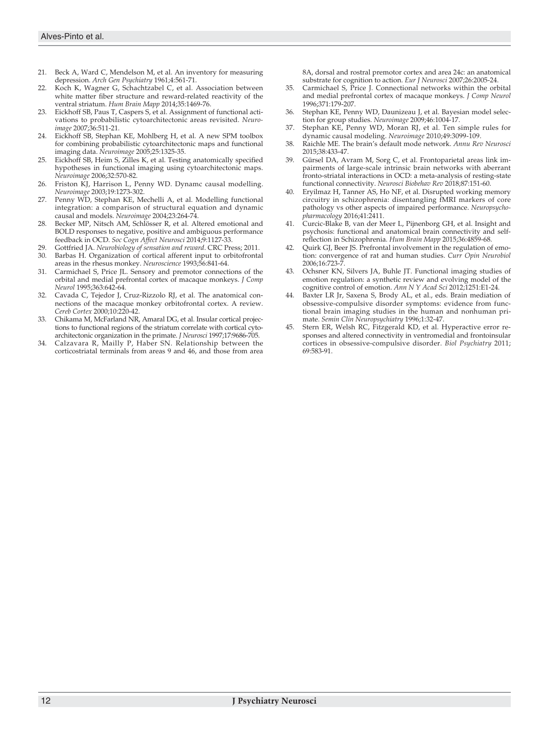21. Beck A, Ward C, Mendelson M, et al. An inventory for measuring depression. *Arch Gen Psychiatry* 1961;4:561-71.
22. Koch K, Wagner G, Schachtzabel C, et al. Association between white matter fiber structure and reward-related reactivity of the ventral striatum. *Hum Brain Mapp* 2014;35:1469-76.
23. Eickhoff SB, Paus T, Caspers S, et al. Assignment of functional activations to probabilistic cytoarchitectonic areas revisited. *Neuroimage* 2007;36:511-21.
24. Eickhoff SB, Stephan KE, Mohlberg H, et al. A new SPM toolbox for combining probabilistic cytoarchitectonic maps and functional imaging data. *Neuroimage* 2005;25:1325-35.
25. Eickhoff SB, Heim S, Zilles K, et al. Testing anatomically specified hypotheses in functional imaging using cytoarchitectonic maps. *Neuroimage* 2006;32:570-82.
26. Friston KJ, Harrison L, Penny WD. Dynamc causal modelling. *Neuroimage* 2003;19:1273-302.
27. Penny WD, Stephan KE, Mechelli A, et al. Modelling functional integration: a comparison of structural equation and dynamic causal and models. *Neuroimage* 2004;23:264-74.
28. Becker MP, Nitsch AM, Schlösser R, et al. Altered emotional and BOLD responses to negative, positive and ambiguous performance feedback in OCD. *Soc Cogn Affect Neurosci* 2014;9:1127-33.
29. Gottfried JA. *Neurobiology of sensation and reward*. CRC Press; 2011.
30. Barbas H. Organization of cortical afferent input to orbitofrontal areas in the rhesus monkey. *Neuroscience* 1993;56:841-64.
31. Carmichael S, Price JL. Sensory and premotor connections of the orbital and medial prefrontal cortex of macaque monkeys. *J Comp Neurol* 1995;363:642-64.
32. Cavada C, Tejedor J, Cruz-Rizzolo RJ, et al. The anatomical connections of the macaque monkey orbitofrontal cortex. A review. *Cereb Cortex* 2000;10:220-42.
33. Chikama M, McFarland NR, Amaral DG, et al. Insular cortical projections to functional regions of the striatum correlate with cortical cytoarchitectonic organization in the primate. *J Neurosci* 1997;17:9686-705.
34. Calzavara R, Mailly P, Haber SN. Relationship between the corticostriatal terminals from areas 9 and 46, and those from area 8A, dorsal and rostral premotor cortex and area 24c: an anatomical substrate for cognition to action. *Eur J Neurosci* 2007;26:2005-24.
35. Carmichael S, Price J. Connectional networks within the orbital and medial prefrontal cortex of macaque monkeys. *J Comp Neurol* 1996;371:179-207.
36. Stephan KE, Penny WD, Daunizeau J, et al. Bayesian model selection for group studies. *Neuroimage* 2009;46:1004-17.
37. Stephan KE, Penny WD, Moran RJ, et al. Ten simple rules for dynamic causal modeling. *Neuroimage* 2010;49:3099-109.
38. Raichle ME. The brain's default mode network. *Annu Rev Neurosci* 2015;38:433-47.
39. Gürsel DA, Avram M, Sorg C, et al. Frontoparietal areas link impairments of large-scale intrinsic brain networks with aberrant fronto-striatal interactions in OCD: a meta-analysis of resting-state functional connectivity. *Neurosci Biobehav Rev* 2018;87:151-60.
40. Eryilmaz H, Tanner AS, Ho NF, et al. Disrupted working memory circuitry in schizophrenia: disentangling fMRI markers of core pathology vs other aspects of impaired performance. *Neuropsychopharmacology* 2016;41:2411.
41. Curcic-Blake B, van der Meer L, Pijnenborg GH, et al. Insight and psychosis: functional and anatomical brain connectivity and self-reflection in Schizophrenia. *Hum Brain Mapp* 2015;36:4859-68.
42. Quirk GJ, Beer JS. Prefrontal involvement in the regulation of emotion: convergence of rat and human studies. *Curr Opin Neurobiol* 2006;16:723-7.
43. Ochsner KN, Silvers JA, Buhle JT. Functional imaging studies of emotion regulation: a synthetic review and evolving model of the cognitive control of emotion. *Ann N Y Acad Sci* 2012;1251:E1-24.
44. Baxter LR Jr, Saxena S, Brody AL, et al., eds. Brain mediation of obsessive-compulsive disorder symptoms: evidence from functional brain imaging studies in the human and nonhuman primate. *Semin Clin Neuropsychiatry* 1996;1:32-47.
45. Stern ER, Welsh RC, Fitzgerald KD, et al. Hyperactive error responses and altered connectivity in ventromedial and frontoinsular cortices in obsessive-compulsive disorder. *Biol Psychiatry* 2011; 69:583-91.